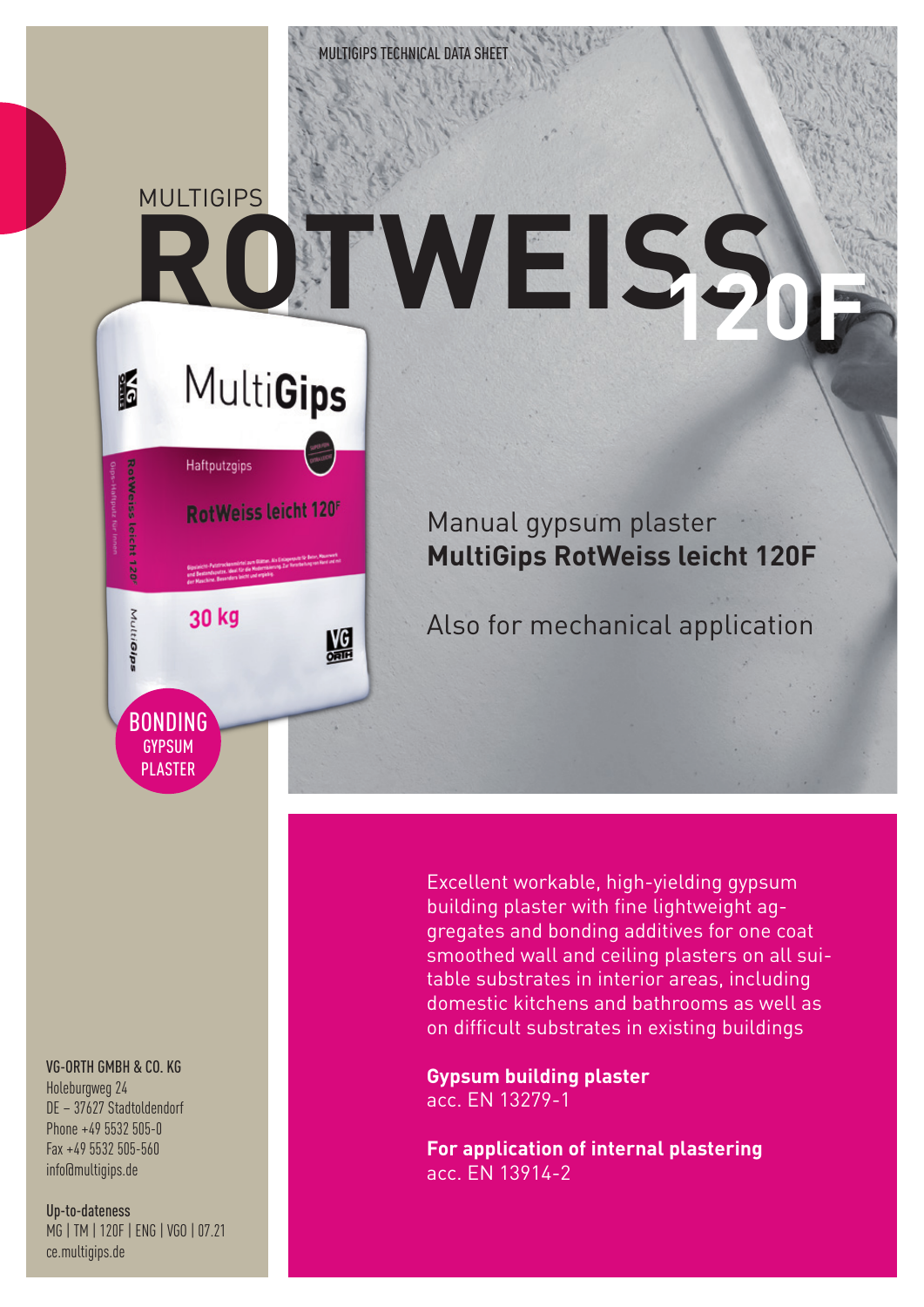MULTIGIPS TECHNICAL DATA SHEET

# MULTIGIPS ROTWEISS 120F

BONDING GYPSUM PLASTER

## Manual gypsum plaster **MultiGips RotWeiss leicht 120F**

Also for mechanical application

Excellent workable, high-yielding gypsum building plaster with fine lightweight aggregates and bonding additives for one coat smoothed wall and ceiling plasters on all suitable substrates in interior areas, including domestic kitchens and bathrooms as well as on difficult substrates in existing buildings

**Gypsum building plaster**
acc. EN 13279-1

**For application of internal plastering**
acc. EN 13914-2

**VG-ORTH GMBH & CO. KG**
Holeburgweg 24
DE – 37627 Stadtoldendorf
Phone +49 5532 505-0
Fax +49 5532 505-560
info@multigips.de

**Up-to-dateness**
MG | TM | 120F | ENG | VGO | 07.21
ce.multigips.de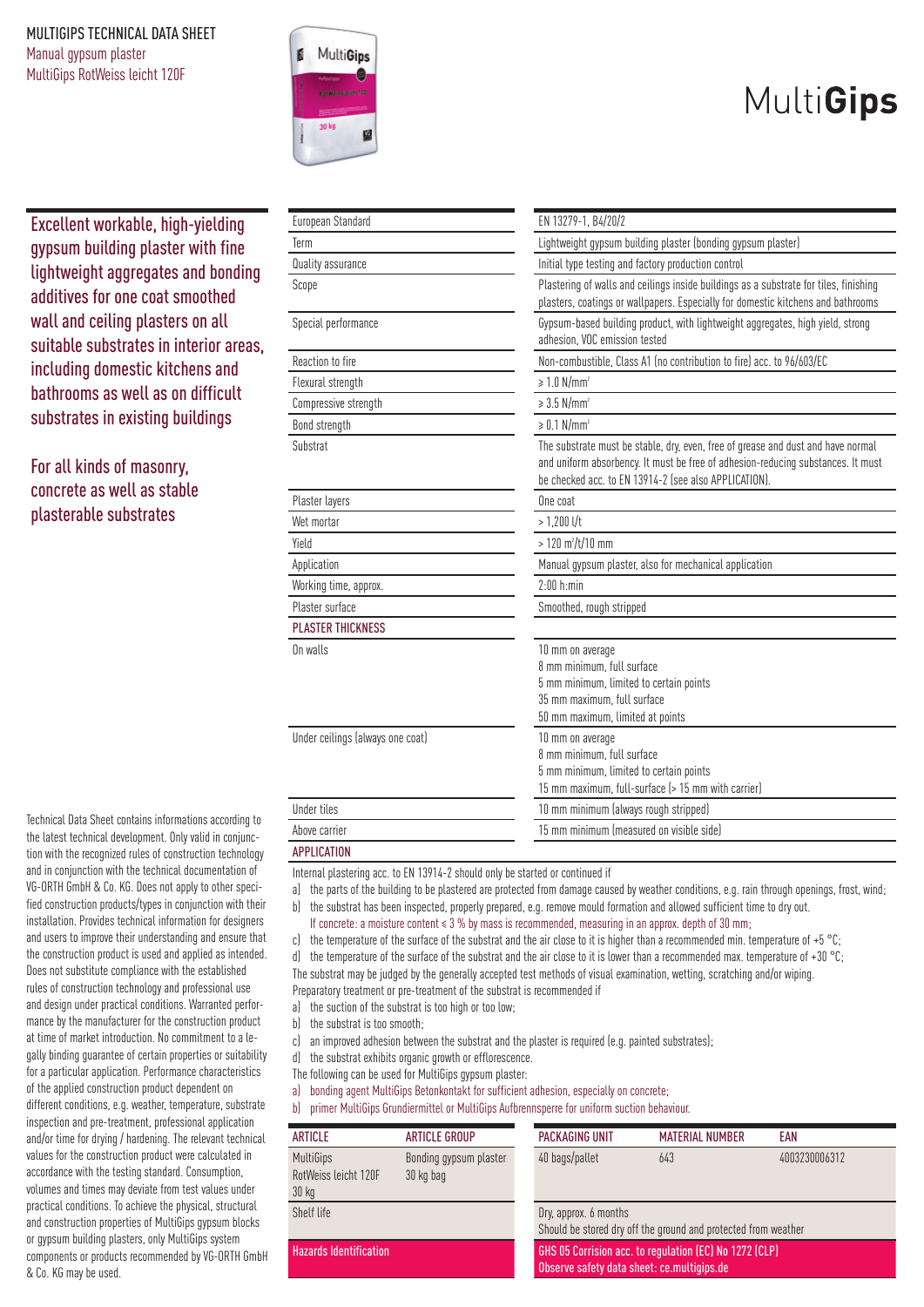MULTIGIPS TECHNICAL DATA SHEET
Manual gypsum plaster
MultiGips RotWeiss leicht 120F

MultiGips

## Excellent workable, high-yielding gypsum building plaster with fine lightweight aggregates and bonding additives for one coat smoothed wall and ceiling plasters on all suitable substrates in interior areas, including domestic kitchens and bathrooms as well as on difficult substrates in existing buildings

## For all kinds of masonry, concrete as well as stable plasterable substrates

| | |
|---|---|
| European Standard | EN 13279-1, B4/20/2 |
| Term | Lightweight gypsum building plaster (bonding gypsum plaster) |
| Quality assurance | Initial type testing and factory production control |
| Scope | Plastering of walls and ceilings inside buildings as a substrate for tiles, finishing plasters, coatings or wallpapers. Especially for domestic kitchens and bathrooms |
| Special performance | Gypsum-based building product, with lightweight aggregates, high yield, strong adhesion, VOC emission tested |
| Reaction to fire | Non-combustible, Class A1 (no contribution to fire) acc. to 96/603/EC |
| Flexural strength | ≥ 1.0 N/mm² |
| Compressive strength | ≥ 3.5 N/mm² |
| Bond strength | ≥ 0.1 N/mm² |
| Substrat | The substrate must be stable, dry, even, free of grease and dust and have normal and uniform absorbency. It must be free of adhesion-reducing substances. It must be checked acc. to EN 13914-2 (see also APPLICATION). |
| Plaster layers | One coat |
| Wet mortar | > 1,200 l/t |
| Yield | > 120 m²/t/10 mm |
| Application | Manual gypsum plaster, also for mechanical application |
| Working time, approx. | 2:00 h:min |
| Plaster surface | Smoothed, rough stripped |
| **PLASTER THICKNESS** | |
| On walls | 10 mm on average<br>8 mm minimum, full surface<br>5 mm minimum, limited to certain points<br>35 mm maximum, full surface<br>50 mm maximum, limited at points |
| Under ceilings (always one coat) | 10 mm on average<br>8 mm minimum, full surface<br>5 mm minimum, limited to certain points<br>15 mm maximum, full-surface (> 15 mm with carrier) |
| Under tiles | 10 mm minimum (always rough stripped) |
| Above carrier | 15 mm minimum (measured on visible side) |

### APPLICATION

Internal plastering acc. to EN 13914-2 should only be started or continued if

a) the parts of the building to be plastered are protected from damage caused by weather conditions, e.g. rain through openings, frost, wind;
b) the substrate has been inspected, properly prepared, e.g. remove mould formation and allowed sufficient time to dry out.
   If concrete: a moisture content ≤ 3 % by mass is recommended, measuring in an approx. depth of 30 mm;
c) the temperature of the surface of the substrat and the air close to it is higher than a recommended min. temperature of +5 °C;
d) the temperature of the surface of the substrat and the air close to it is lower than a recommended max. temperature of +30 °C;

The substrat may be judged by the generally accepted test methods of visual examination, wetting, scratching and/or wiping.
Preparatory treatment or pre-treatment of the substrat is recommended if

a) the suction of the substrat is too high or too low;
b) the substrat is too smooth;
c) an improved adhesion between the substrat and the plaster is required (e.g. painted substrates);
d) the substrat exhibits organic growth or efflorescence.

The following can be used for MultiGips gypsum plaster:

a) bonding agent MultiGips Betonkontakt for sufficient adhesion, especially on concrete;
b) primer MultiGips Grundiermittel or MultiGips Aufbrennsperre for uniform suction behaviour.

| ARTICLE | ARTICLE GROUP | PACKAGING UNIT | MATERIAL NUMBER | EAN |
|---|---|---|---|---|
| MultiGips RotWeiss leicht 120F 30 kg | Bonding gypsum plaster 30 kg bag | 40 bags/pallet | 643 | 4003230006312 |
| Shelf life | | Dry, approx. 6 months<br>Should be stored dry off the ground and protected from weather | | |
| Hazards Identification | | GHS 05 Corrision acc. to regulation (EC) No 1272 (CLP)<br>Observe safety data sheet: ce.multigips.de | | |

Technical Data Sheet contains informations according to the latest technical development. Only valid in conjunction with the recognized rules of construction technology and in conjunction with the technical documentation of VG-ORTH GmbH & Co. KG. Does not apply to other specified construction products/types in conjunction with their installation. Provides technical information for designers and users to improve their understanding and ensure that the construction product is used and applied as intended. Does not substitute compliance with the established rules of construction technology and professional use and design under practical conditions. Warranted performance by the manufacturer for the construction product at time of market introduction. No commitment to a legally binding guarantee of certain properties or suitability for a particular application. Performance characteristics of the applied construction product dependent on different conditions, e.g. weather, temperature, substrate inspection and pre-treatment, professional application and/or time for drying / hardening. The relevant technical values for the construction product were calculated in accordance with the testing standard. Consumption, volumes and times may deviate from test values under practical conditions. To achieve the physical, structural and construction properties of MultiGips gypsum blocks or gypsum building plasters, only MultiGips system components or products recommended by VG-ORTH GmbH & Co. KG may be used.